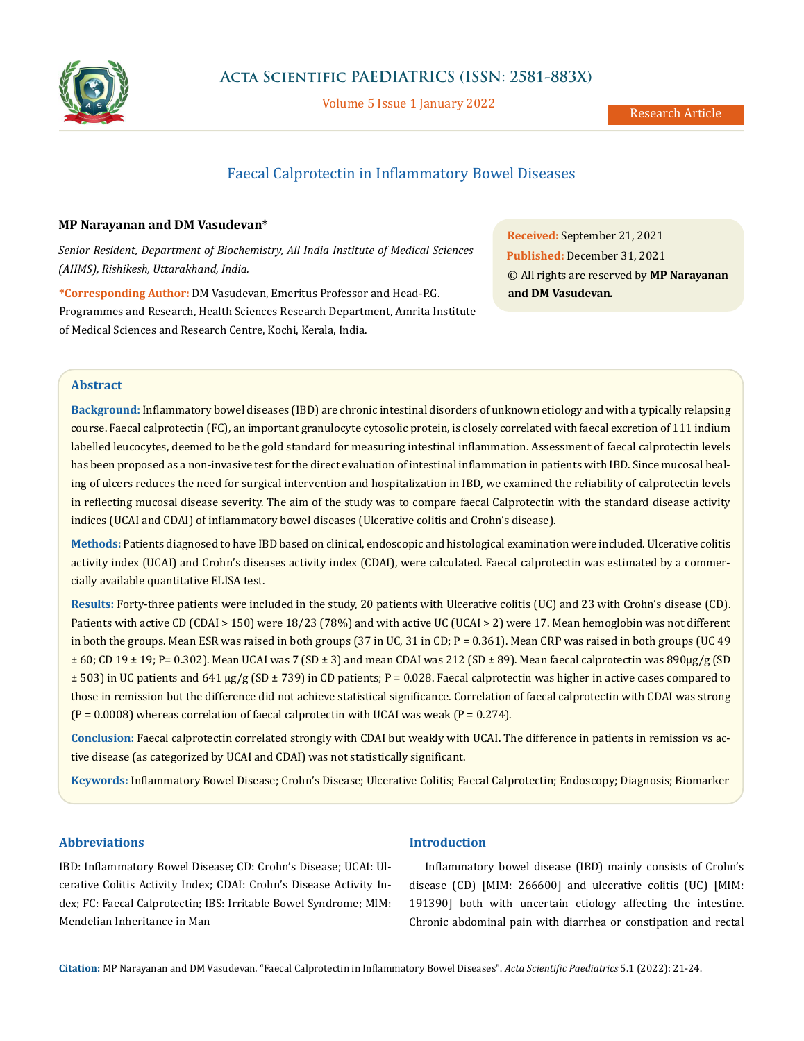Research Article

# Faecal Calprotectin in Inflammatory Bowel Diseases

**MP Narayanan and DM Vasudevan***

*Senior Resident, Department of Biochemistry, All India Institute of Medical Sciences (AIIMS), Rishikesh, Uttarakhand, India.*

***Corresponding Author:** DM Vasudevan, Emeritus Professor and Head-P.G. Programmes and Research, Health Sciences Research Department, Amrita Institute of Medical Sciences and Research Centre, Kochi, Kerala, India.

**Received:** September 21, 2021
**Published:** December 31, 2021
© All rights are reserved by **MP Narayanan and DM Vasudevan.**

## Abstract

**Background:** Inflammatory bowel diseases (IBD) are chronic intestinal disorders of unknown etiology and with a typically relapsing course. Faecal calprotectin (FC), an important granulocyte cytosolic protein, is closely correlated with faecal excretion of 111 indium labelled leucocytes, deemed to be the gold standard for measuring intestinal inflammation. Assessment of faecal calprotectin levels has been proposed as a non-invasive test for the direct evaluation of intestinal inflammation in patients with IBD. Since mucosal healing of ulcers reduces the need for surgical intervention and hospitalization in IBD, we examined the reliability of calprotectin levels in reflecting mucosal disease severity. The aim of the study was to compare faecal Calprotectin with the standard disease activity indices (UCAI and CDAI) of inflammatory bowel diseases (Ulcerative colitis and Crohn's disease).

**Methods:** Patients diagnosed to have IBD based on clinical, endoscopic and histological examination were included. Ulcerative colitis activity index (UCAI) and Crohn's diseases activity index (CDAI), were calculated. Faecal calprotectin was estimated by a commercially available quantitative ELISA test.

**Results:** Forty-three patients were included in the study, 20 patients with Ulcerative colitis (UC) and 23 with Crohn's disease (CD). Patients with active CD (CDAI > 150) were 18/23 (78%) and with active UC (UCAI > 2) were 17. Mean hemoglobin was not different in both the groups. Mean ESR was raised in both groups (37 in UC, 31 in CD; P = 0.361). Mean CRP was raised in both groups (UC 49 ± 60; CD 19 ± 19; P= 0.302). Mean UCAI was 7 (SD ± 3) and mean CDAI was 212 (SD ± 89). Mean faecal calprotectin was 890μg/g (SD ± 503) in UC patients and 641 μg/g (SD ± 739) in CD patients; P = 0.028. Faecal calprotectin was higher in active cases compared to those in remission but the difference did not achieve statistical significance. Correlation of faecal calprotectin with CDAI was strong (P = 0.0008) whereas correlation of faecal calprotectin with UCAI was weak (P = 0.274).

**Conclusion:** Faecal calprotectin correlated strongly with CDAI but weakly with UCAI. The difference in patients in remission vs active disease (as categorized by UCAI and CDAI) was not statistically significant.

**Keywords:** Inflammatory Bowel Disease; Crohn's Disease; Ulcerative Colitis; Faecal Calprotectin; Endoscopy; Diagnosis; Biomarker

## Abbreviations

IBD: Inflammatory Bowel Disease; CD: Crohn's Disease; UCAI: Ulcerative Colitis Activity Index; CDAI: Crohn's Disease Activity Index; FC: Faecal Calprotectin; IBS: Irritable Bowel Syndrome; MIM: Mendelian Inheritance in Man

## Introduction

Inflammatory bowel disease (IBD) mainly consists of Crohn's disease (CD) [MIM: 266600] and ulcerative colitis (UC) [MIM: 191390] both with uncertain etiology affecting the intestine. Chronic abdominal pain with diarrhea or constipation and rectal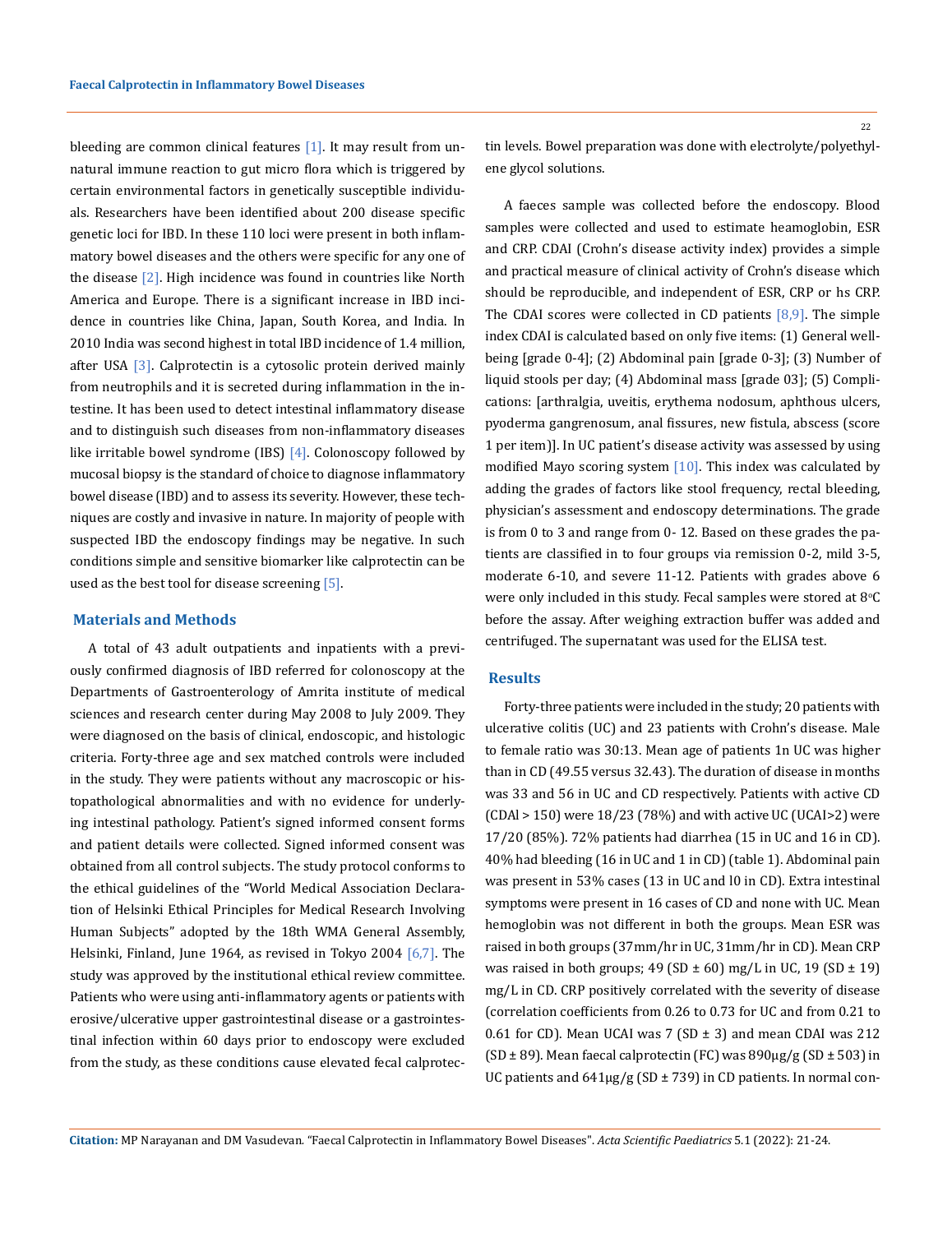bleeding are common clinical features [1]. It may result from unnatural immune reaction to gut micro flora which is triggered by certain environmental factors in genetically susceptible individuals. Researchers have been identified about 200 disease specific genetic loci for IBD. In these 110 loci were present in both inflammatory bowel diseases and the others were specific for any one of the disease [2]. High incidence was found in countries like North America and Europe. There is a significant increase in IBD incidence in countries like China, Japan, South Korea, and India. In 2010 India was second highest in total IBD incidence of 1.4 million, after USA [3]. Calprotectin is a cytosolic protein derived mainly from neutrophils and it is secreted during inflammation in the intestine. It has been used to detect intestinal inflammatory disease and to distinguish such diseases from non-inflammatory diseases like irritable bowel syndrome (IBS) [4]. Colonoscopy followed by mucosal biopsy is the standard of choice to diagnose inflammatory bowel disease (IBD) and to assess its severity. However, these techniques are costly and invasive in nature. In majority of people with suspected IBD the endoscopy findings may be negative. In such conditions simple and sensitive biomarker like calprotectin can be used as the best tool for disease screening [5].

## Materials and Methods

A total of 43 adult outpatients and inpatients with a previously confirmed diagnosis of IBD referred for colonoscopy at the Departments of Gastroenterology of Amrita institute of medical sciences and research center during May 2008 to July 2009. They were diagnosed on the basis of clinical, endoscopic, and histologic criteria. Forty-three age and sex matched controls were included in the study. They were patients without any macroscopic or histopathological abnormalities and with no evidence for underlying intestinal pathology. Patient's signed informed consent forms and patient details were collected. Signed informed consent was obtained from all control subjects. The study protocol conforms to the ethical guidelines of the "World Medical Association Declaration of Helsinki Ethical Principles for Medical Research Involving Human Subjects" adopted by the 18th WMA General Assembly, Helsinki, Finland, June 1964, as revised in Tokyo 2004 [6,7]. The study was approved by the institutional ethical review committee. Patients who were using anti-inflammatory agents or patients with erosive/ulcerative upper gastrointestinal disease or a gastrointestinal infection within 60 days prior to endoscopy were excluded from the study, as these conditions cause elevated fecal calprotectin levels. Bowel preparation was done with electrolyte/polyethylene glycol solutions.

A faeces sample was collected before the endoscopy. Blood samples were collected and used to estimate heamoglobin, ESR and CRP. CDAI (Crohn's disease activity index) provides a simple and practical measure of clinical activity of Crohn's disease which should be reproducible, and independent of ESR, CRP or hs CRP. The CDAI scores were collected in CD patients [8,9]. The simple index CDAI is calculated based on only five items: (1) General well-being [grade 0-4]; (2) Abdominal pain [grade 0-3]; (3) Number of liquid stools per day; (4) Abdominal mass [grade 03]; (5) Complications: [arthralgia, uveitis, erythema nodosum, aphthous ulcers, pyoderma gangrenosum, anal fissures, new fistula, abscess (score 1 per item)]. In UC patient's disease activity was assessed by using modified Mayo scoring system [10]. This index was calculated by adding the grades of factors like stool frequency, rectal bleeding, physician's assessment and endoscopy determinations. The grade is from 0 to 3 and range from 0- 12. Based on these grades the patients are classified in to four groups via remission 0-2, mild 3-5, moderate 6-10, and severe 11-12. Patients with grades above 6 were only included in this study. Fecal samples were stored at 8°C before the assay. After weighing extraction buffer was added and centrifuged. The supernatant was used for the ELISA test.

## Results

Forty-three patients were included in the study; 20 patients with ulcerative colitis (UC) and 23 patients with Crohn's disease. Male to female ratio was 30:13. Mean age of patients 1n UC was higher than in CD (49.55 versus 32.43). The duration of disease in months was 33 and 56 in UC and CD respectively. Patients with active CD (CDAI > 150) were 18/23 (78%) and with active UC (UCAI>2) were 17/20 (85%). 72% patients had diarrhea (15 in UC and 16 in CD). 40% had bleeding (16 in UC and 1 in CD) (table 1). Abdominal pain was present in 53% cases (13 in UC and l0 in CD). Extra intestinal symptoms were present in 16 cases of CD and none with UC. Mean hemoglobin was not different in both the groups. Mean ESR was raised in both groups (37mm/hr in UC, 31mm/hr in CD). Mean CRP was raised in both groups; 49 (SD ± 60) mg/L in UC, 19 (SD ± 19) mg/L in CD. CRP positively correlated with the severity of disease (correlation coefficients from 0.26 to 0.73 for UC and from 0.21 to 0.61 for CD). Mean UCAI was 7 (SD ± 3) and mean CDAI was 212 (SD ± 89). Mean faecal calprotectin (FC) was 890μg/g (SD ± 503) in UC patients and 641μg/g (SD ± 739) in CD patients. In normal con-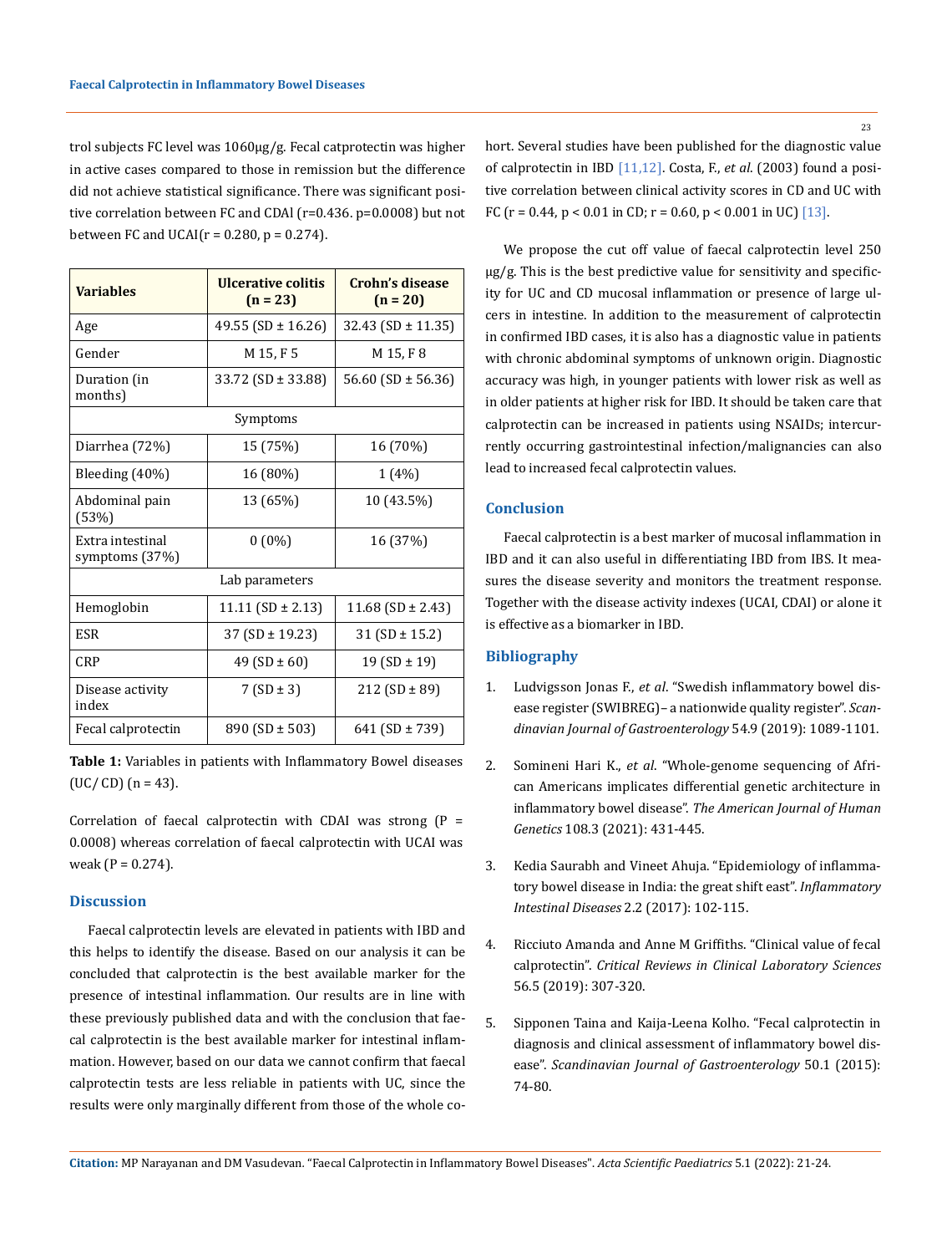trol subjects FC level was 1060μg/g. Fecal catprotectin was higher in active cases compared to those in remission but the difference did not achieve statistical significance. There was significant positive correlation between FC and CDAI (r=0.436. p=0.0008) but not between FC and UCAI(r = 0.280, p = 0.274).

| Variables | Ulcerative colitis (n = 23) | Crohn's disease (n = 20) |
|---|---|---|
| Age | 49.55 (SD ± 16.26) | 32.43 (SD ± 11.35) |
| Gender | M 15, F 5 | M 15, F 8 |
| Duration (in months) | 33.72 (SD ± 33.88) | 56.60 (SD ± 56.36) |
| Symptoms | | |
| Diarrhea (72%) | 15 (75%) | 16 (70%) |
| Bleeding (40%) | 16 (80%) | 1 (4%) |
| Abdominal pain (53%) | 13 (65%) | 10 (43.5%) |
| Extra intestinal symptoms (37%) | 0 (0%) | 16 (37%) |
| Lab parameters | | |
| Hemoglobin | 11.11 (SD ± 2.13) | 11.68 (SD ± 2.43) |
| ESR | 37 (SD ± 19.23) | 31 (SD ± 15.2) |
| CRP | 49 (SD ± 60) | 19 (SD ± 19) |
| Disease activity index | 7 (SD ± 3) | 212 (SD ± 89) |
| Fecal calprotectin | 890 (SD ± 503) | 641 (SD ± 739) |

**Table 1:** Variables in patients with Inflammatory Bowel diseases (UC/ CD) (n = 43).

Correlation of faecal calprotectin with CDAI was strong (P = 0.0008) whereas correlation of faecal calprotectin with UCAI was weak (P = 0.274).

## Discussion

Faecal calprotectin levels are elevated in patients with IBD and this helps to identify the disease. Based on our analysis it can be concluded that calprotectin is the best available marker for the presence of intestinal inflammation. Our results are in line with these previously published data and with the conclusion that faecal calprotectin is the best available marker for intestinal inflammation. However, based on our data we cannot confirm that faecal calprotectin tests are less reliable in patients with UC, since the results were only marginally different from those of the whole cohort. Several studies have been published for the diagnostic value of calprotectin in IBD [11,12]. Costa, F., *et al*. (2003) found a positive correlation between clinical activity scores in CD and UC with FC (r = 0.44, p < 0.01 in CD; r = 0.60, p < 0.001 in UC) [13].

We propose the cut off value of faecal calprotectin level 250 μg/g. This is the best predictive value for sensitivity and specificity for UC and CD mucosal inflammation or presence of large ulcers in intestine. In addition to the measurement of calprotectin in confirmed IBD cases, it is also has a diagnostic value in patients with chronic abdominal symptoms of unknown origin. Diagnostic accuracy was high, in younger patients with lower risk as well as in older patients at higher risk for IBD. It should be taken care that calprotectin can be increased in patients using NSAIDs; intercurrently occurring gastrointestinal infection/malignancies can also lead to increased fecal calprotectin values.

## Conclusion

Faecal calprotectin is a best marker of mucosal inflammation in IBD and it can also useful in differentiating IBD from IBS. It measures the disease severity and monitors the treatment response. Together with the disease activity indexes (UCAI, CDAI) or alone it is effective as a biomarker in IBD.

## Bibliography

1. Ludvigsson Jonas F., *et al*. "Swedish inflammatory bowel disease register (SWIBREG)– a nationwide quality register". *Scandinavian Journal of Gastroenterology* 54.9 (2019): 1089-1101.
2. Somineni Hari K., *et al*. "Whole-genome sequencing of African Americans implicates differential genetic architecture in inflammatory bowel disease". *The American Journal of Human Genetics* 108.3 (2021): 431-445.
3. Kedia Saurabh and Vineet Ahuja. "Epidemiology of inflammatory bowel disease in India: the great shift east". *Inflammatory Intestinal Diseases* 2.2 (2017): 102-115.
4. Ricciuto Amanda and Anne M Griffiths. "Clinical value of fecal calprotectin". *Critical Reviews in Clinical Laboratory Sciences* 56.5 (2019): 307-320.
5. Sipponen Taina and Kaija-Leena Kolho. "Fecal calprotectin in diagnosis and clinical assessment of inflammatory bowel disease". *Scandinavian Journal of Gastroenterology* 50.1 (2015): 74-80.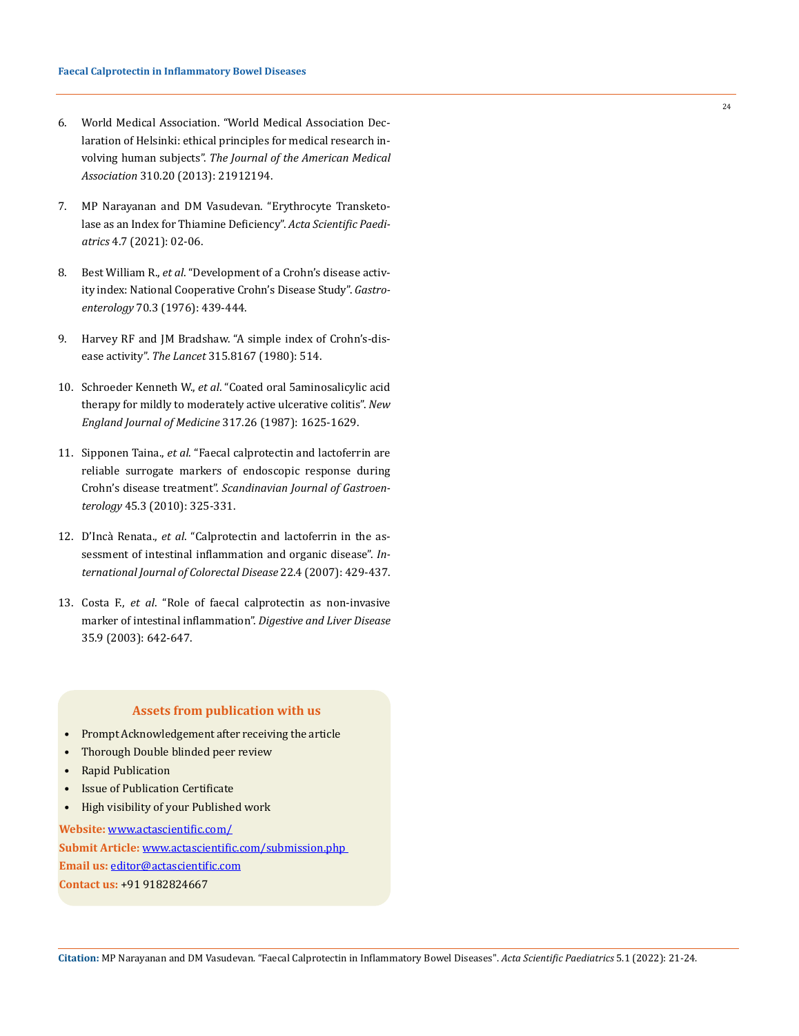6. World Medical Association. "World Medical Association Declaration of Helsinki: ethical principles for medical research involving human subjects". *The Journal of the American Medical Association* 310.20 (2013): 21912194.

7. MP Narayanan and DM Vasudevan. "Erythrocyte Transketolase as an Index for Thiamine Deficiency". *Acta Scientific Paediatrics* 4.7 (2021): 02-06.

8. Best William R., *et al*. "Development of a Crohn's disease activity index: National Cooperative Crohn's Disease Study". *Gastroenterology* 70.3 (1976): 439-444.

9. Harvey RF and JM Bradshaw. "A simple index of Crohn's-disease activity". *The Lancet* 315.8167 (1980): 514.

10. Schroeder Kenneth W., *et al*. "Coated oral 5aminosalicylic acid therapy for mildly to moderately active ulcerative colitis". *New England Journal of Medicine* 317.26 (1987): 1625-1629.

11. Sipponen Taina., *et al*. "Faecal calprotectin and lactoferrin are reliable surrogate markers of endoscopic response during Crohn's disease treatment". *Scandinavian Journal of Gastroenterology* 45.3 (2010): 325-331.

12. D'Incà Renata., *et al*. "Calprotectin and lactoferrin in the assessment of intestinal inflammation and organic disease". *International Journal of Colorectal Disease* 22.4 (2007): 429-437.

13. Costa F., *et al*. "Role of faecal calprotectin as non-invasive marker of intestinal inflammation". *Digestive and Liver Disease* 35.9 (2003): 642-647.

**Assets from publication with us**

- Prompt Acknowledgement after receiving the article
- Thorough Double blinded peer review
- Rapid Publication
- Issue of Publication Certificate
- High visibility of your Published work

**Website:** www.actascientific.com/
**Submit Article:** www.actascientific.com/submission.php
**Email us:** editor@actascientific.com
**Contact us:** +91 9182824667